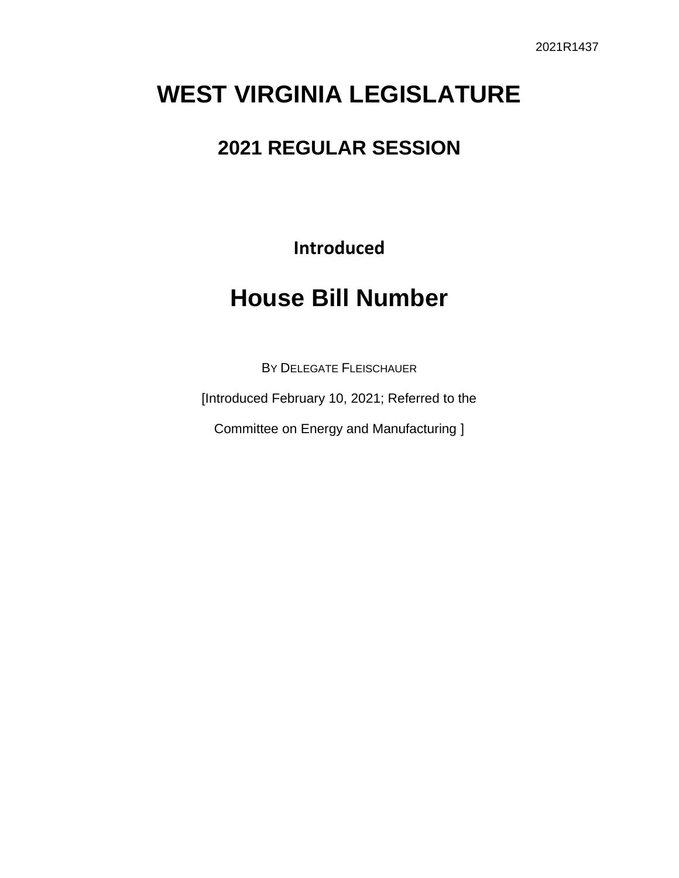2021R1437

# WEST VIRGINIA LEGISLATURE

## 2021 REGULAR SESSION

**Introduced**

# House Bill Number

BY DELEGATE FLEISCHAUER

[Introduced February 10, 2021; Referred to the

Committee on Energy and Manufacturing ]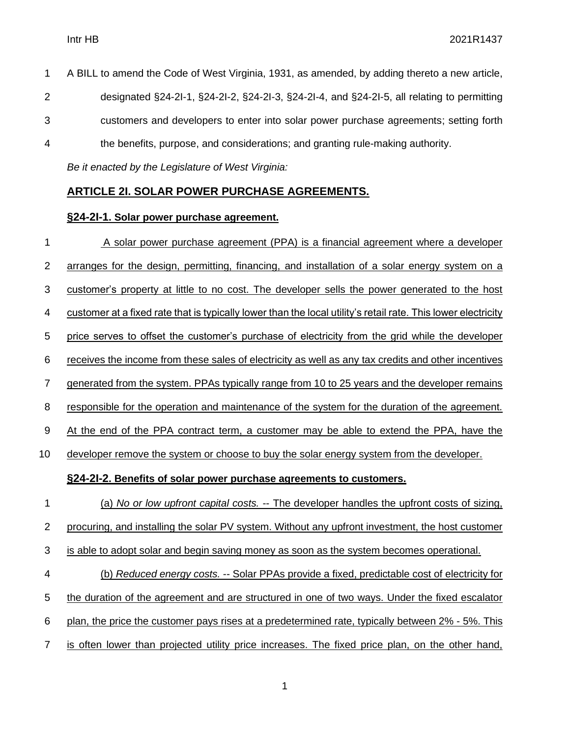A BILL to amend the Code of West Virginia, 1931, as amended, by adding thereto a new article, designated §24-2I-1, §24-2I-2, §24-2I-3, §24-2I-4, and §24-2I-5, all relating to permitting customers and developers to enter into solar power purchase agreements; setting forth the benefits, purpose, and considerations; and granting rule-making authority.

*Be it enacted by the Legislature of West Virginia:*

## ARTICLE 2I. SOLAR POWER PURCHASE AGREEMENTS.

### §24-2I-1. Solar power purchase agreement.

A solar power purchase agreement (PPA) is a financial agreement where a developer arranges for the design, permitting, financing, and installation of a solar energy system on a customer's property at little to no cost. The developer sells the power generated to the host customer at a fixed rate that is typically lower than the local utility's retail rate. This lower electricity price serves to offset the customer's purchase of electricity from the grid while the developer receives the income from these sales of electricity as well as any tax credits and other incentives generated from the system. PPAs typically range from 10 to 25 years and the developer remains responsible for the operation and maintenance of the system for the duration of the agreement. At the end of the PPA contract term, a customer may be able to extend the PPA, have the developer remove the system or choose to buy the solar energy system from the developer.

### §24-2I-2. Benefits of solar power purchase agreements to customers.

(a) *No or low upfront capital costs.* -- The developer handles the upfront costs of sizing, procuring, and installing the solar PV system. Without any upfront investment, the host customer is able to adopt solar and begin saving money as soon as the system becomes operational.

(b) *Reduced energy costs.* -- Solar PPAs provide a fixed, predictable cost of electricity for the duration of the agreement and are structured in one of two ways. Under the fixed escalator plan, the price the customer pays rises at a predetermined rate, typically between 2% - 5%. This is often lower than projected utility price increases. The fixed price plan, on the other hand,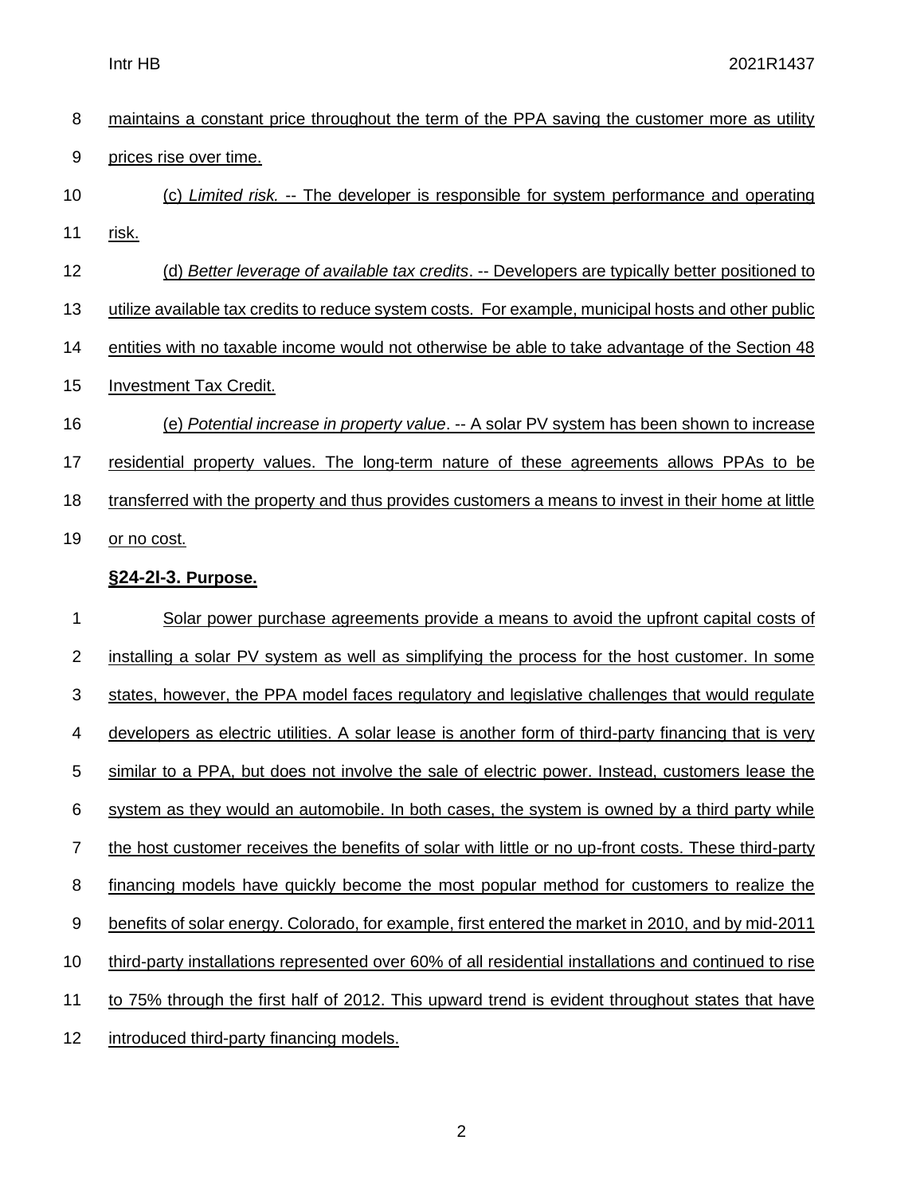maintains a constant price throughout the term of the PPA saving the customer more as utility prices rise over time.

(c) *Limited risk.* -- The developer is responsible for system performance and operating risk.

(d) *Better leverage of available tax credits*. -- Developers are typically better positioned to utilize available tax credits to reduce system costs. For example, municipal hosts and other public entities with no taxable income would not otherwise be able to take advantage of the Section 48 Investment Tax Credit.

(e) *Potential increase in property value*. -- A solar PV system has been shown to increase residential property values. The long-term nature of these agreements allows PPAs to be transferred with the property and thus provides customers a means to invest in their home at little or no cost.

**§24-2I-3. Purpose.**

Solar power purchase agreements provide a means to avoid the upfront capital costs of installing a solar PV system as well as simplifying the process for the host customer. In some states, however, the PPA model faces regulatory and legislative challenges that would regulate developers as electric utilities. A solar lease is another form of third-party financing that is very similar to a PPA, but does not involve the sale of electric power. Instead, customers lease the system as they would an automobile. In both cases, the system is owned by a third party while the host customer receives the benefits of solar with little or no up-front costs. These third-party financing models have quickly become the most popular method for customers to realize the benefits of solar energy. Colorado, for example, first entered the market in 2010, and by mid-2011 third-party installations represented over 60% of all residential installations and continued to rise to 75% through the first half of 2012. This upward trend is evident throughout states that have introduced third-party financing models.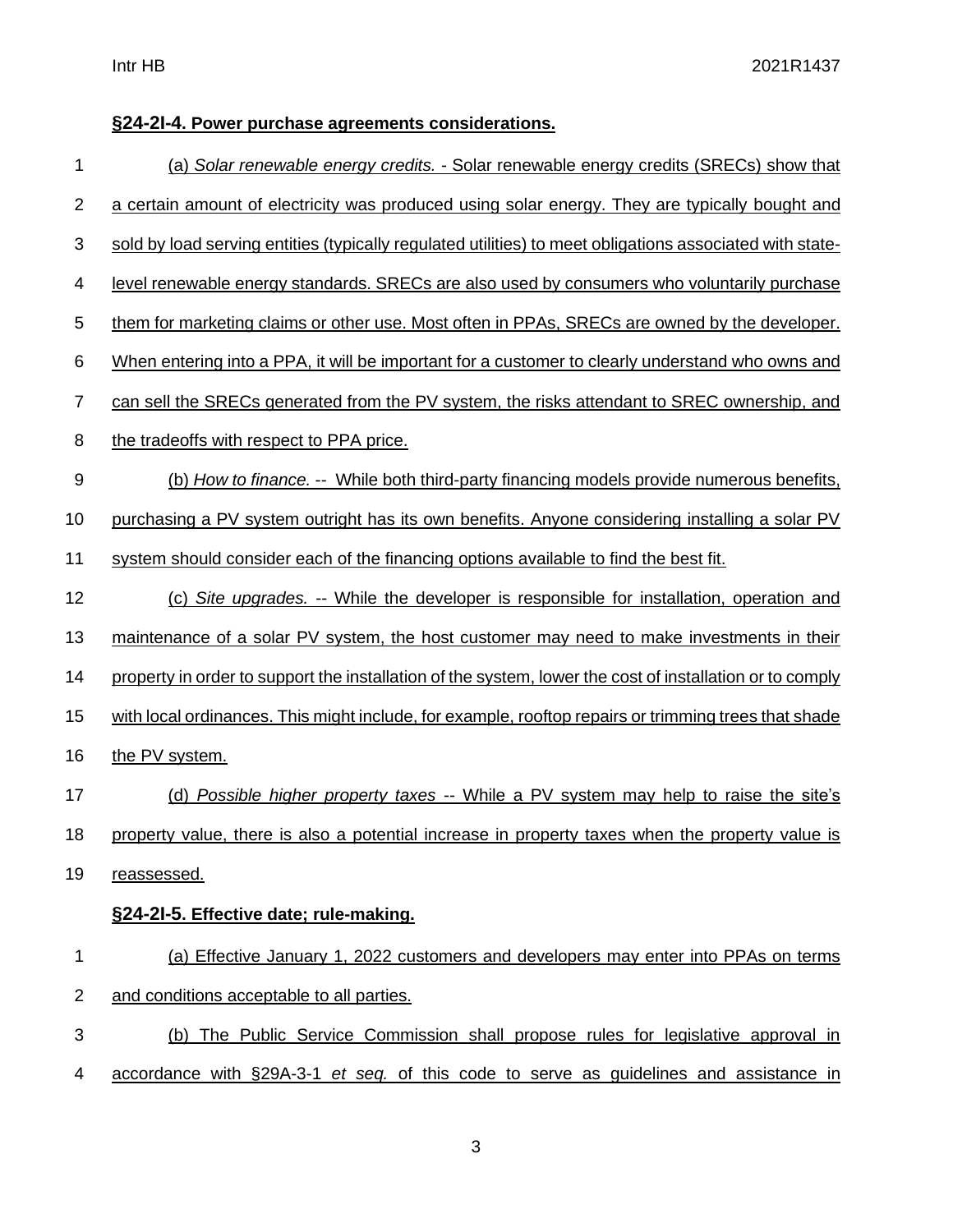**§24-2I-4. Power purchase agreements considerations.**

(a) *Solar renewable energy credits.* - Solar renewable energy credits (SRECs) show that a certain amount of electricity was produced using solar energy. They are typically bought and sold by load serving entities (typically regulated utilities) to meet obligations associated with state-level renewable energy standards. SRECs are also used by consumers who voluntarily purchase them for marketing claims or other use. Most often in PPAs, SRECs are owned by the developer. When entering into a PPA, it will be important for a customer to clearly understand who owns and can sell the SRECs generated from the PV system, the risks attendant to SREC ownership, and the tradeoffs with respect to PPA price.

(b) *How to finance.* -- While both third-party financing models provide numerous benefits, purchasing a PV system outright has its own benefits. Anyone considering installing a solar PV system should consider each of the financing options available to find the best fit.

(c) *Site upgrades.* -- While the developer is responsible for installation, operation and maintenance of a solar PV system, the host customer may need to make investments in their property in order to support the installation of the system, lower the cost of installation or to comply with local ordinances. This might include, for example, rooftop repairs or trimming trees that shade the PV system.

(d) *Possible higher property taxes* -- While a PV system may help to raise the site's property value, there is also a potential increase in property taxes when the property value is reassessed.

**§24-2I-5. Effective date; rule-making.**

(a) Effective January 1, 2022 customers and developers may enter into PPAs on terms and conditions acceptable to all parties.

(b) The Public Service Commission shall propose rules for legislative approval in accordance with §29A-3-1 *et seq.* of this code to serve as guidelines and assistance in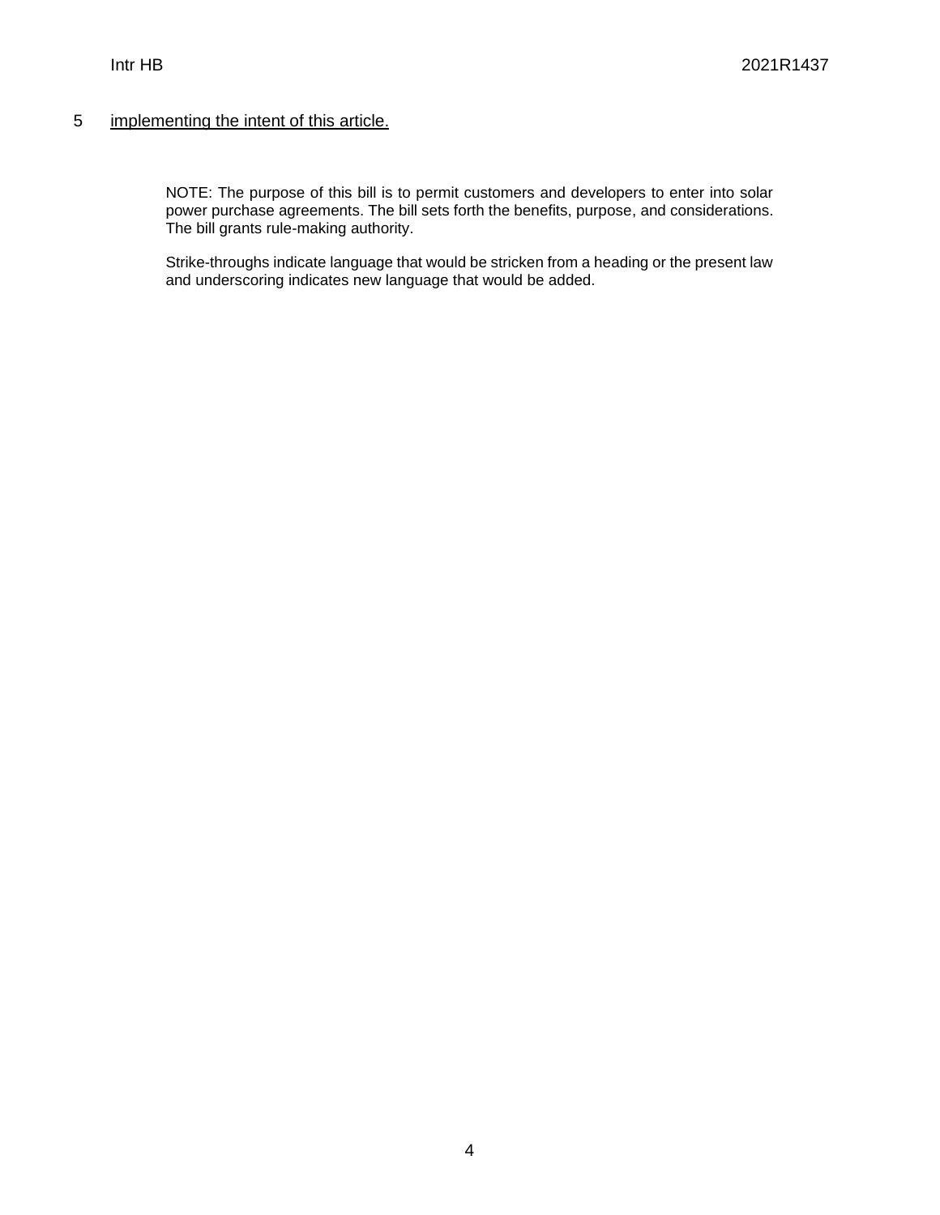5 <u>implementing the intent of this article.</u>

NOTE: The purpose of this bill is to permit customers and developers to enter into solar power purchase agreements. The bill sets forth the benefits, purpose, and considerations. The bill grants rule-making authority.

Strike-throughs indicate language that would be stricken from a heading or the present law and underscoring indicates new language that would be added.